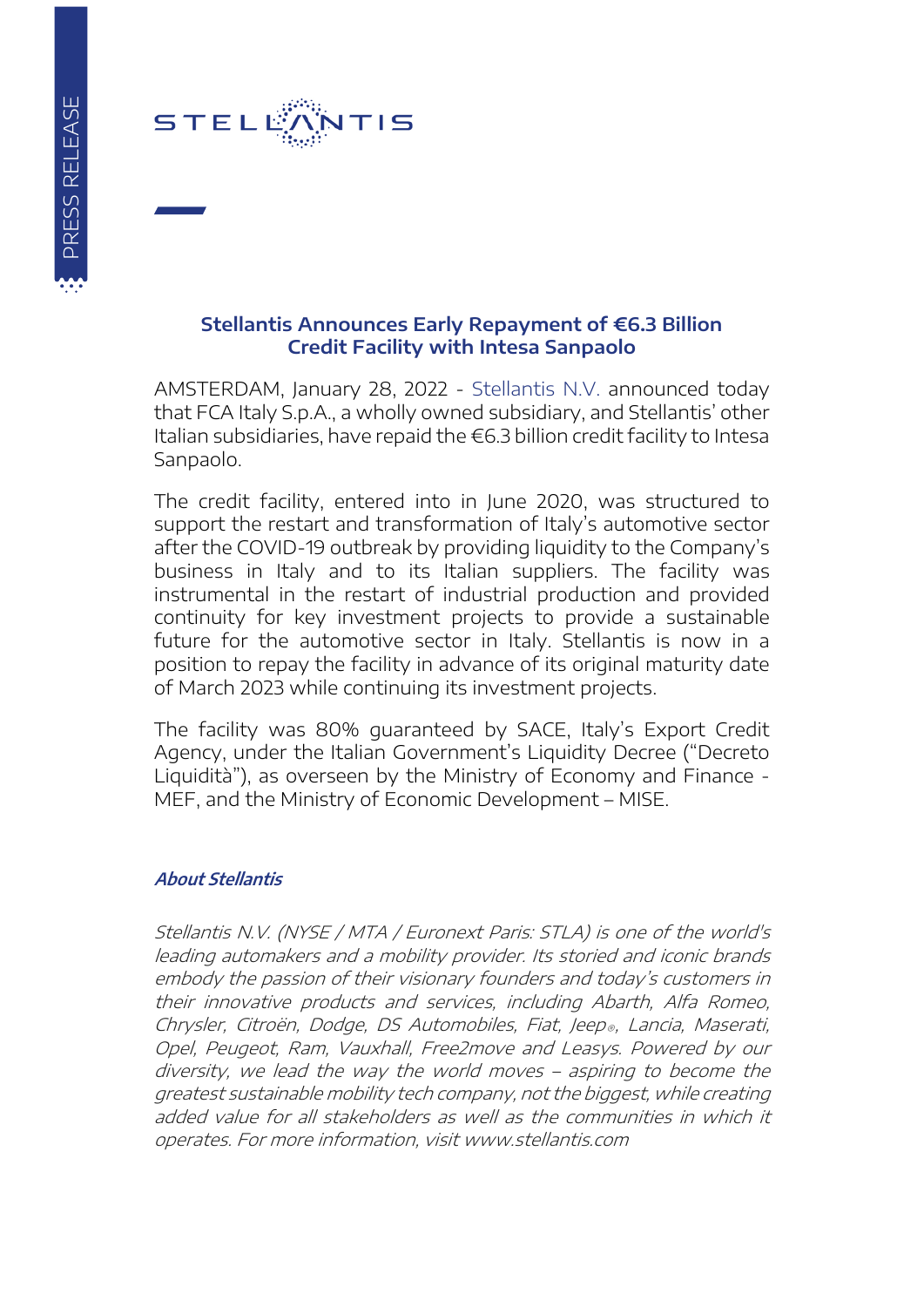## Stellantis Announces Early Repayment of €6.3 Billion Credit Facility with Intesa Sanpaolo

AMSTERDAM, January 28, 2022 - Stellantis N.V. announced today that FCA Italy S.p.A., a wholly owned subsidiary, and Stellantis' other Italian subsidiaries, have repaid the €6.3 billion credit facility to Intesa Sanpaolo.

The credit facility, entered into in June 2020, was structured to support the restart and transformation of Italy's automotive sector after the COVID-19 outbreak by providing liquidity to the Company's business in Italy and to its Italian suppliers. The facility was instrumental in the restart of industrial production and provided continuity for key investment projects to provide a sustainable future for the automotive sector in Italy. Stellantis is now in a position to repay the facility in advance of its original maturity date of March 2023 while continuing its investment projects.

The facility was 80% guaranteed by SACE, Italy's Export Credit Agency, under the Italian Government's Liquidity Decree ("Decreto Liquidità"), as overseen by the Ministry of Economy and Finance - MEF, and the Ministry of Economic Development – MISE.

### *About Stellantis*

*Stellantis N.V. (NYSE / MTA / Euronext Paris: STLA) is one of the world's leading automakers and a mobility provider. Its storied and iconic brands embody the passion of their visionary founders and today's customers in their innovative products and services, including Abarth, Alfa Romeo, Chrysler, Citroën, Dodge, DS Automobiles, Fiat, Jeep®, Lancia, Maserati, Opel, Peugeot, Ram, Vauxhall, Free2move and Leasys. Powered by our diversity, we lead the way the world moves – aspiring to become the greatest sustainable mobility tech company, not the biggest, while creating added value for all stakeholders as well as the communities in which it operates. For more information, visit www.stellantis.com*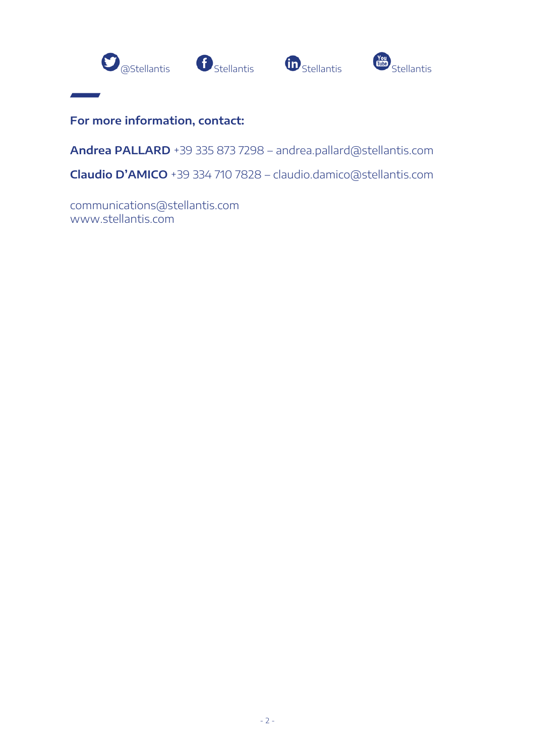@Stellantis Stellantis Stellantis Stellantis

**For more information, contact:**

**Andrea PALLARD** +39 335 873 7298 – andrea.pallard@stellantis.com

**Claudio D'AMICO** +39 334 710 7828 – claudio.damico@stellantis.com

communications@stellantis.com
www.stellantis.com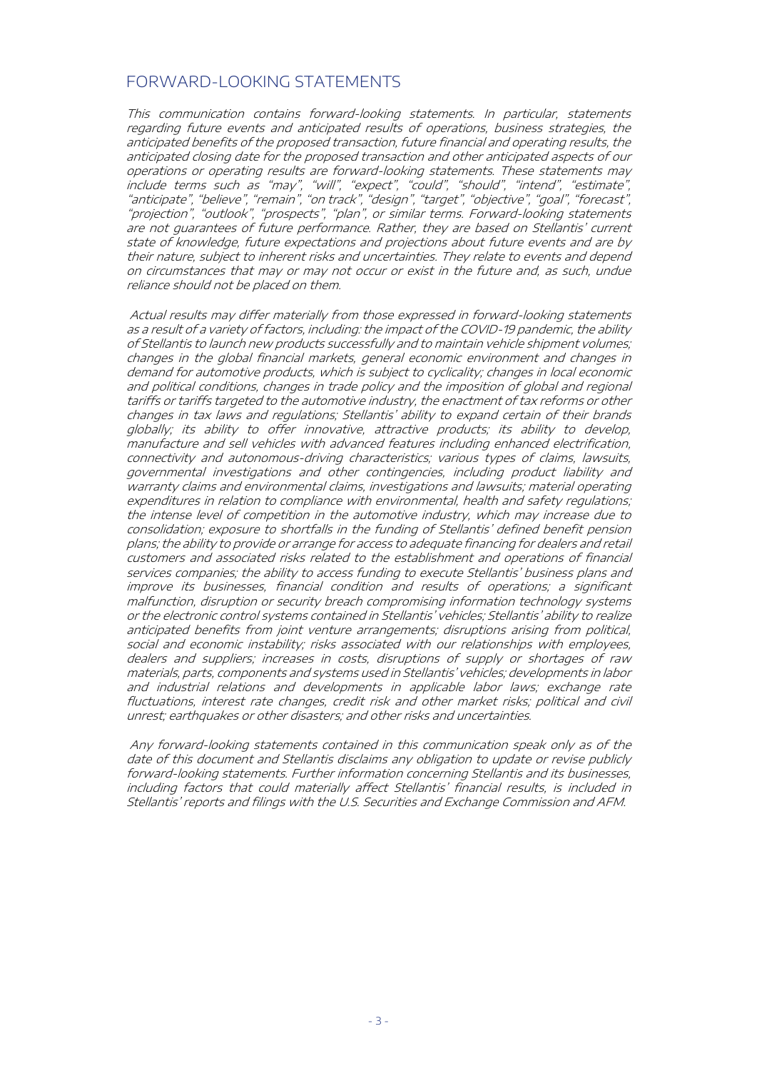## FORWARD-LOOKING STATEMENTS

*This communication contains forward-looking statements. In particular, statements regarding future events and anticipated results of operations, business strategies, the anticipated benefits of the proposed transaction, future financial and operating results, the anticipated closing date for the proposed transaction and other anticipated aspects of our operations or operating results are forward-looking statements. These statements may include terms such as "may", "will", "expect", "could", "should", "intend", "estimate", "anticipate", "believe", "remain", "on track", "design", "target", "objective", "goal", "forecast", "projection", "outlook", "prospects", "plan", or similar terms. Forward-looking statements are not guarantees of future performance. Rather, they are based on Stellantis' current state of knowledge, future expectations and projections about future events and are by their nature, subject to inherent risks and uncertainties. They relate to events and depend on circumstances that may or may not occur or exist in the future and, as such, undue reliance should not be placed on them.*

*Actual results may differ materially from those expressed in forward-looking statements as a result of a variety of factors, including: the impact of the COVID-19 pandemic, the ability of Stellantis to launch new products successfully and to maintain vehicle shipment volumes; changes in the global financial markets, general economic environment and changes in demand for automotive products, which is subject to cyclicality; changes in local economic and political conditions, changes in trade policy and the imposition of global and regional tariffs or tariffs targeted to the automotive industry, the enactment of tax reforms or other changes in tax laws and regulations; Stellantis' ability to expand certain of their brands globally; its ability to offer innovative, attractive products; its ability to develop, manufacture and sell vehicles with advanced features including enhanced electrification, connectivity and autonomous-driving characteristics; various types of claims, lawsuits, governmental investigations and other contingencies, including product liability and warranty claims and environmental claims, investigations and lawsuits; material operating expenditures in relation to compliance with environmental, health and safety regulations; the intense level of competition in the automotive industry, which may increase due to consolidation; exposure to shortfalls in the funding of Stellantis' defined benefit pension plans; the ability to provide or arrange for access to adequate financing for dealers and retail customers and associated risks related to the establishment and operations of financial services companies; the ability to access funding to execute Stellantis' business plans and improve its businesses, financial condition and results of operations; a significant malfunction, disruption or security breach compromising information technology systems or the electronic control systems contained in Stellantis' vehicles; Stellantis' ability to realize anticipated benefits from joint venture arrangements; disruptions arising from political, social and economic instability; risks associated with our relationships with employees, dealers and suppliers; increases in costs, disruptions of supply or shortages of raw materials, parts, components and systems used in Stellantis' vehicles; developments in labor and industrial relations and developments in applicable labor laws; exchange rate fluctuations, interest rate changes, credit risk and other market risks; political and civil unrest; earthquakes or other disasters; and other risks and uncertainties.*

*Any forward-looking statements contained in this communication speak only as of the date of this document and Stellantis disclaims any obligation to update or revise publicly forward-looking statements. Further information concerning Stellantis and its businesses, including factors that could materially affect Stellantis' financial results, is included in Stellantis' reports and filings with the U.S. Securities and Exchange Commission and AFM.*